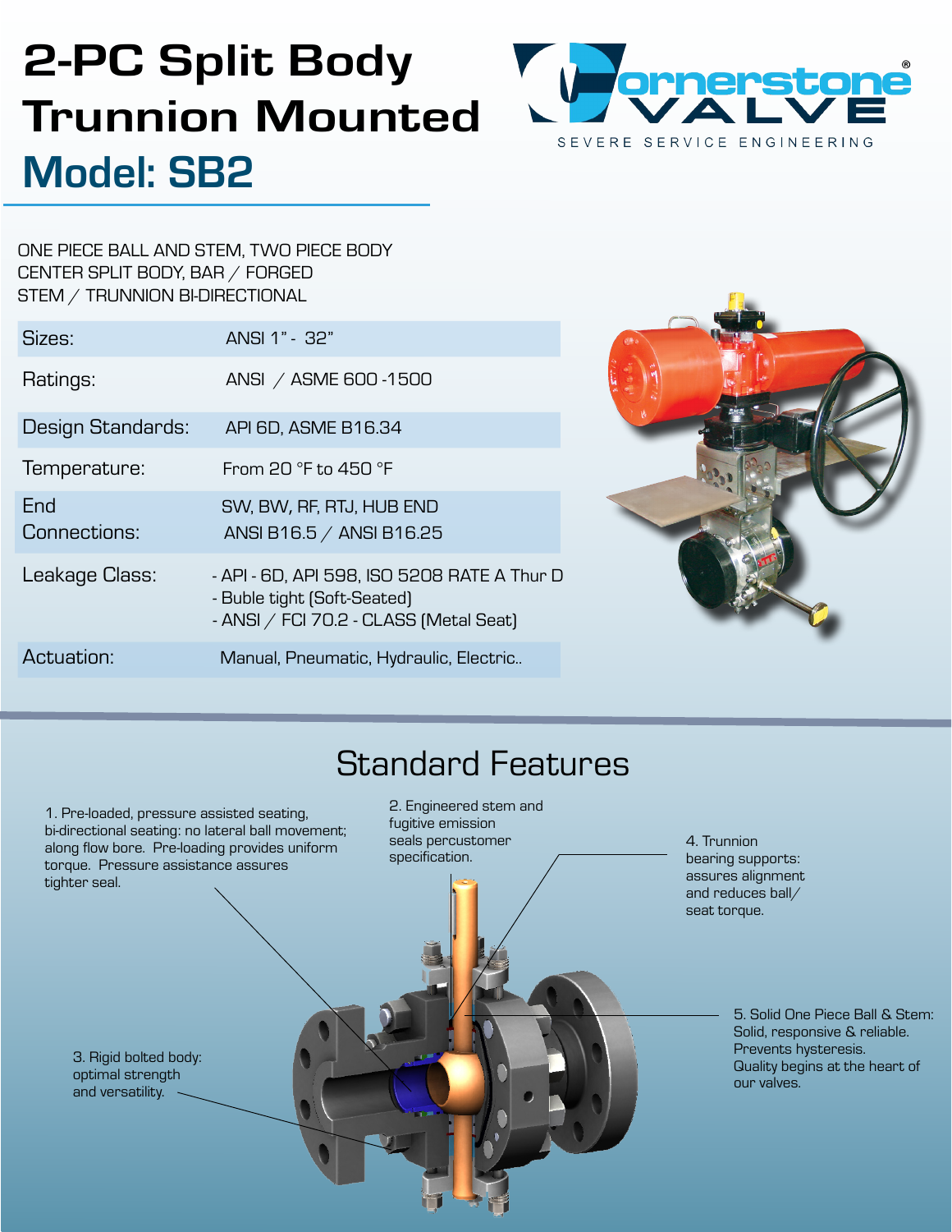# 2-PC Split Body Trunnion Mounted

## Model: SB2

Cornerstone VALVE

SEVERE SERVICE ENGINEERING

ONE PIECE BALL AND STEM, TWO PIECE BODY
CENTER SPLIT BODY, BAR / FORGED
STEM / TRUNNION BI-DIRECTIONAL

| | |
|---|---|
| Sizes: | ANSI 1" - 32" |
| Ratings: | ANSI / ASME 600 -1500 |
| Design Standards: | API 6D, ASME B16.34 |
| Temperature: | From 20 °F to 450 °F |
| End Connections: | SW, BW, RF, RTJ, HUB END<br>ANSI B16.5 / ANSI B16.25 |
| Leakage Class: | - API - 6D, API 598, ISO 5208 RATE A Thur D<br>- Buble tight (Soft-Seated)<br>- ANSI / FCI 70.2 - CLASS (Metal Seat) |
| Actuation: | Manual, Pneumatic, Hydraulic, Electric.. |

## Standard Features

1. Pre-loaded, pressure assisted seating, bi-directional seating: no lateral ball movement; along flow bore. Pre-loading provides uniform torque. Pressure assistance assures tighter seal.

2. Engineered stem and fugitive emission seals percustomer specification.

3. Rigid bolted body: optimal strength and versatility.

4. Trunnion bearing supports: assures alignment and reduces ball/ seat torque.

5. Solid One Piece Ball & Stem: Solid, responsive & reliable. Prevents hysteresis. Quality begins at the heart of our valves.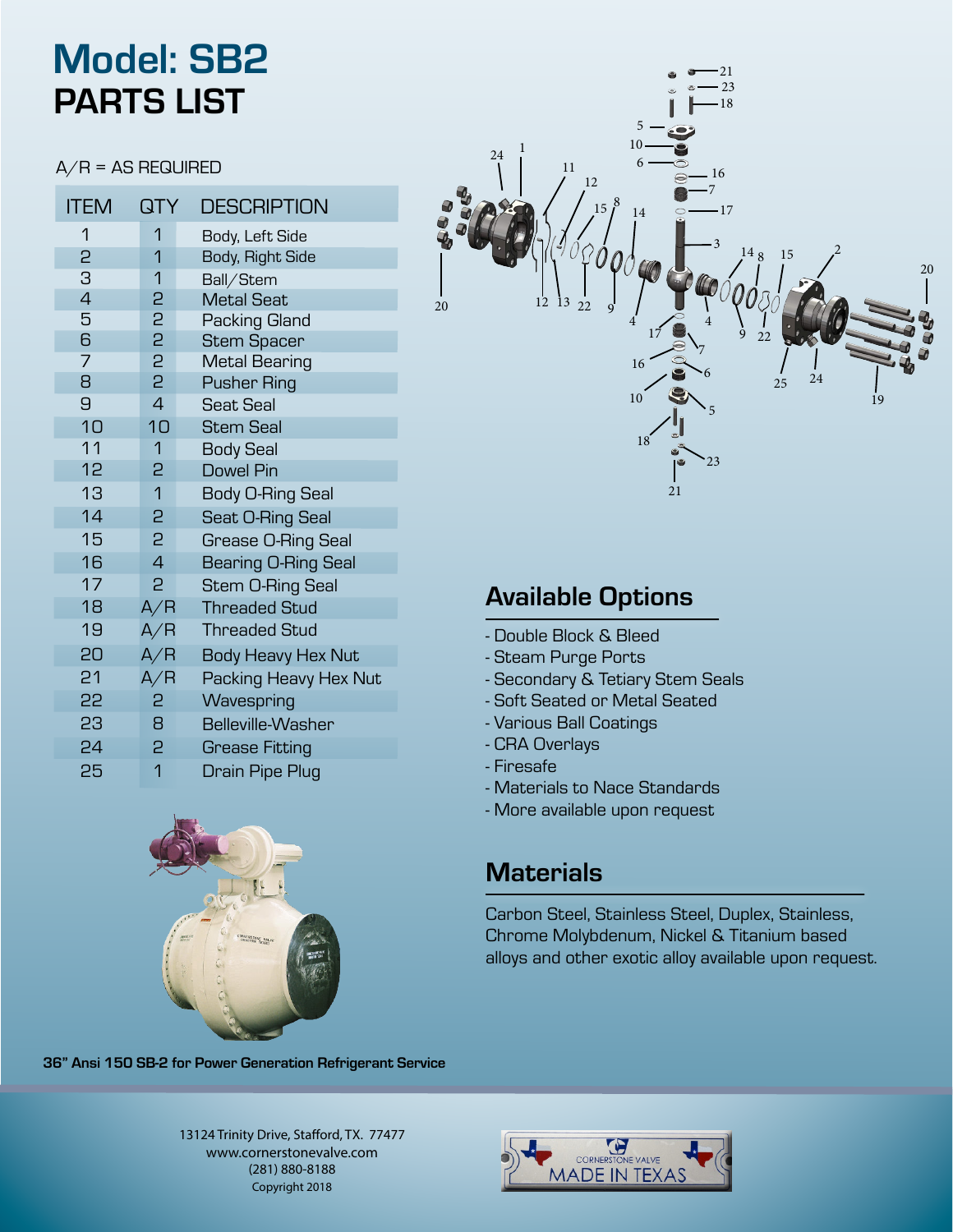# Model: SB2
## PARTS LIST

A/R = AS REQUIRED

| ITEM | QTY | DESCRIPTION |
|---|---|---|
| 1 | 1 | Body, Left Side |
| 2 | 1 | Body, Right Side |
| 3 | 1 | Ball/Stem |
| 4 | 2 | Metal Seat |
| 5 | 2 | Packing Gland |
| 6 | 2 | Stem Spacer |
| 7 | 2 | Metal Bearing |
| 8 | 2 | Pusher Ring |
| 9 | 4 | Seat Seal |
| 10 | 10 | Stem Seal |
| 11 | 1 | Body Seal |
| 12 | 2 | Dowel Pin |
| 13 | 1 | Body O-Ring Seal |
| 14 | 2 | Seat O-Ring Seal |
| 15 | 2 | Grease O-Ring Seal |
| 16 | 4 | Bearing O-Ring Seal |
| 17 | 2 | Stem O-Ring Seal |
| 18 | A/R | Threaded Stud |
| 19 | A/R | Threaded Stud |
| 20 | A/R | Body Heavy Hex Nut |
| 21 | A/R | Packing Heavy Hex Nut |
| 22 | 2 | Wavespring |
| 23 | 8 | Belleville-Washer |
| 24 | 2 | Grease Fitting |
| 25 | 1 | Drain Pipe Plug |

## Available Options

- Double Block & Bleed
- Steam Purge Ports
- Secondary & Tetiary Stem Seals
- Soft Seated or Metal Seated
- Various Ball Coatings
- CRA Overlays
- Firesafe
- Materials to Nace Standards
- More available upon request

## Materials

Carbon Steel, Stainless Steel, Duplex, Stainless, Chrome Molybdenum, Nickel & Titanium based alloys and other exotic alloy available upon request.

**36" Ansi 150 SB-2 for Power Generation Refrigerant Service**

13124 Trinity Drive, Stafford, TX. 77477
www.cornerstonevalve.com
(281) 880-8188
Copyright 2018

CORNERSTONE VALVE
MADE IN TEXAS